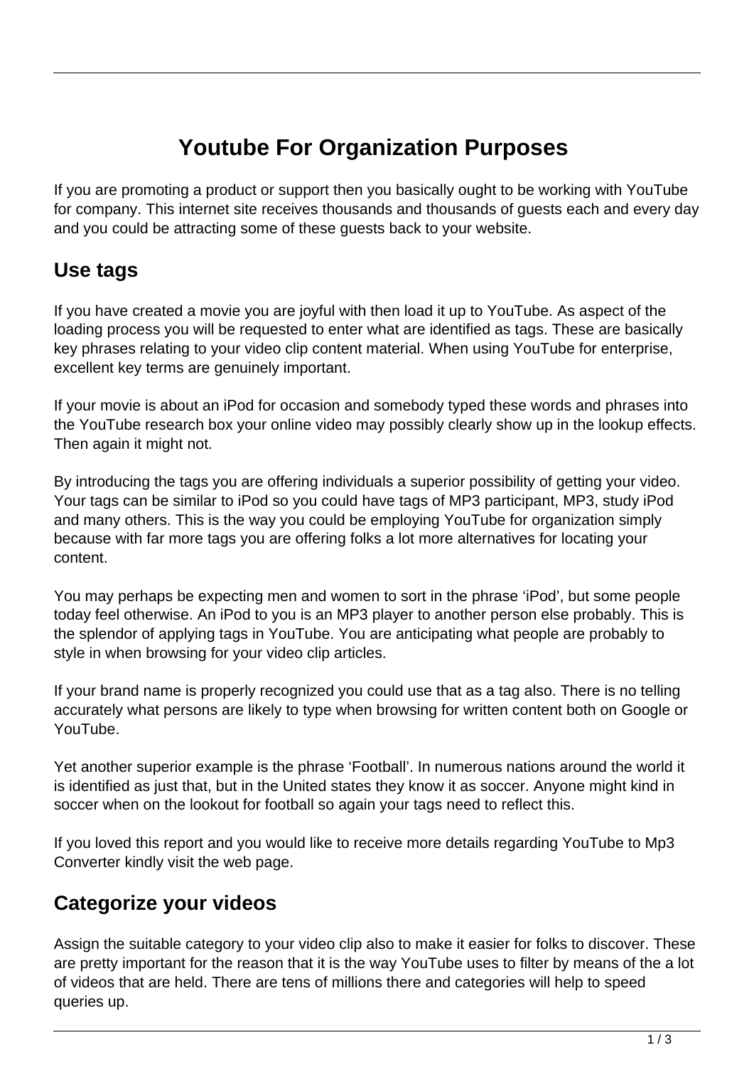# Youtube For Organization Purposes

If you are promoting a product or support then you basically ought to be working with YouTube for company. This internet site receives thousands and thousands of guests each and every day and you could be attracting some of these guests back to your website.

## Use tags

If you have created a movie you are joyful with then load it up to YouTube. As aspect of the loading process you will be requested to enter what are identified as tags. These are basically key phrases relating to your video clip content material. When using YouTube for enterprise, excellent key terms are genuinely important.

If your movie is about an iPod for occasion and somebody typed these words and phrases into the YouTube research box your online video may possibly clearly show up in the lookup effects. Then again it might not.

By introducing the tags you are offering individuals a superior possibility of getting your video. Your tags can be similar to iPod so you could have tags of MP3 participant, MP3, study iPod and many others. This is the way you could be employing YouTube for organization simply because with far more tags you are offering folks a lot more alternatives for locating your content.

You may perhaps be expecting men and women to sort in the phrase 'iPod', but some people today feel otherwise. An iPod to you is an MP3 player to another person else probably. This is the splendor of applying tags in YouTube. You are anticipating what people are probably to style in when browsing for your video clip articles.

If your brand name is properly recognized you could use that as a tag also. There is no telling accurately what persons are likely to type when browsing for written content both on Google or YouTube.

Yet another superior example is the phrase 'Football'. In numerous nations around the world it is identified as just that, but in the United states they know it as soccer. Anyone might kind in soccer when on the lookout for football so again your tags need to reflect this.

If you loved this report and you would like to receive more details regarding YouTube to Mp3 Converter kindly visit the web page.

## Categorize your videos

Assign the suitable category to your video clip also to make it easier for folks to discover. These are pretty important for the reason that it is the way YouTube uses to filter by means of the a lot of videos that are held. There are tens of millions there and categories will help to speed queries up.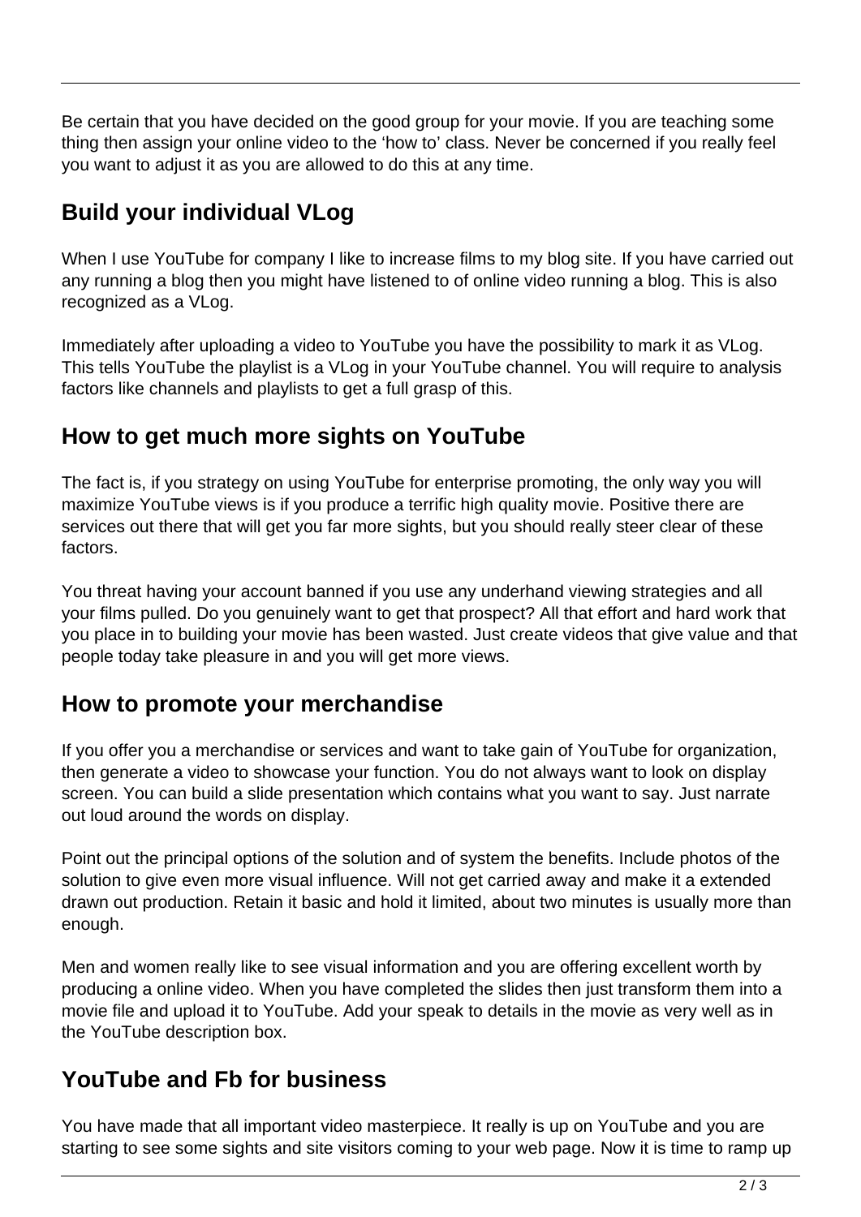Be certain that you have decided on the good group for your movie. If you are teaching some thing then assign your online video to the 'how to' class. Never be concerned if you really feel you want to adjust it as you are allowed to do this at any time.

## Build your individual VLog

When I use YouTube for company I like to increase films to my blog site. If you have carried out any running a blog then you might have listened to of online video running a blog. This is also recognized as a VLog.

Immediately after uploading a video to YouTube you have the possibility to mark it as VLog. This tells YouTube the playlist is a VLog in your YouTube channel. You will require to analysis factors like channels and playlists to get a full grasp of this.

## How to get much more sights on YouTube

The fact is, if you strategy on using YouTube for enterprise promoting, the only way you will maximize YouTube views is if you produce a terrific high quality movie. Positive there are services out there that will get you far more sights, but you should really steer clear of these factors.

You threat having your account banned if you use any underhand viewing strategies and all your films pulled. Do you genuinely want to get that prospect? All that effort and hard work that you place in to building your movie has been wasted. Just create videos that give value and that people today take pleasure in and you will get more views.

## How to promote your merchandise

If you offer you a merchandise or services and want to take gain of YouTube for organization, then generate a video to showcase your function. You do not always want to look on display screen. You can build a slide presentation which contains what you want to say. Just narrate out loud around the words on display.

Point out the principal options of the solution and of system the benefits. Include photos of the solution to give even more visual influence. Will not get carried away and make it a extended drawn out production. Retain it basic and hold it limited, about two minutes is usually more than enough.

Men and women really like to see visual information and you are offering excellent worth by producing a online video. When you have completed the slides then just transform them into a movie file and upload it to YouTube. Add your speak to details in the movie as very well as in the YouTube description box.

## YouTube and Fb for business

You have made that all important video masterpiece. It really is up on YouTube and you are starting to see some sights and site visitors coming to your web page. Now it is time to ramp up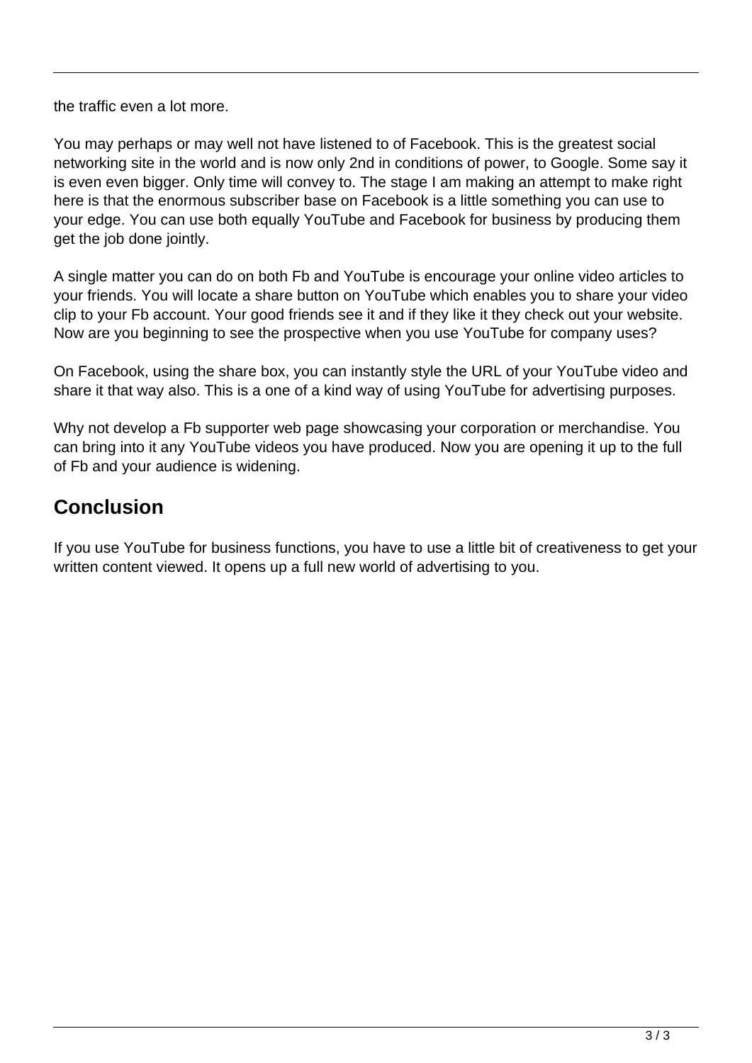the traffic even a lot more.

You may perhaps or may well not have listened to of Facebook. This is the greatest social networking site in the world and is now only 2nd in conditions of power, to Google. Some say it is even even bigger. Only time will convey to. The stage I am making an attempt to make right here is that the enormous subscriber base on Facebook is a little something you can use to your edge. You can use both equally YouTube and Facebook for business by producing them get the job done jointly.

A single matter you can do on both Fb and YouTube is encourage your online video articles to your friends. You will locate a share button on YouTube which enables you to share your video clip to your Fb account. Your good friends see it and if they like it they check out your website. Now are you beginning to see the prospective when you use YouTube for company uses?

On Facebook, using the share box, you can instantly style the URL of your YouTube video and share it that way also. This is a one of a kind way of using YouTube for advertising purposes.

Why not develop a Fb supporter web page showcasing your corporation or merchandise. You can bring into it any YouTube videos you have produced. Now you are opening it up to the full of Fb and your audience is widening.

## Conclusion

If you use YouTube for business functions, you have to use a little bit of creativeness to get your written content viewed. It opens up a full new world of advertising to you.